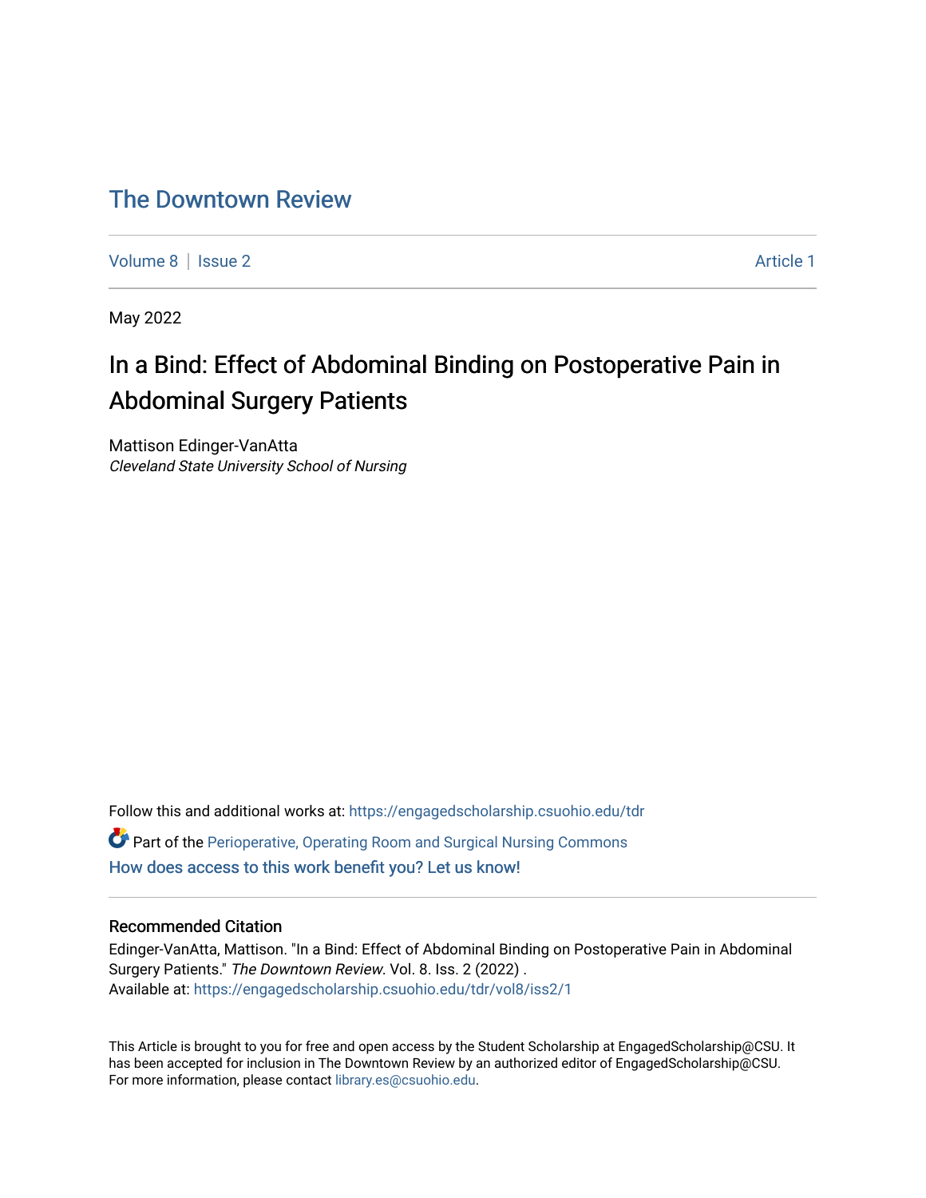# The Downtown Review

Volume 8 | Issue 2 Article 1

May 2022

## In a Bind: Effect of Abdominal Binding on Postoperative Pain in Abdominal Surgery Patients

Mattison Edinger-VanAtta
*Cleveland State University School of Nursing*

Follow this and additional works at: https://engagedscholarship.csuohio.edu/tdr

Part of the Perioperative, Operating Room and Surgical Nursing Commons
How does access to this work benefit you? Let us know!

### Recommended Citation

Edinger-VanAtta, Mattison. "In a Bind: Effect of Abdominal Binding on Postoperative Pain in Abdominal Surgery Patients." *The Downtown Review*. Vol. 8. Iss. 2 (2022) .
Available at: https://engagedscholarship.csuohio.edu/tdr/vol8/iss2/1

This Article is brought to you for free and open access by the Student Scholarship at EngagedScholarship@CSU. It has been accepted for inclusion in The Downtown Review by an authorized editor of EngagedScholarship@CSU. For more information, please contact library.es@csuohio.edu.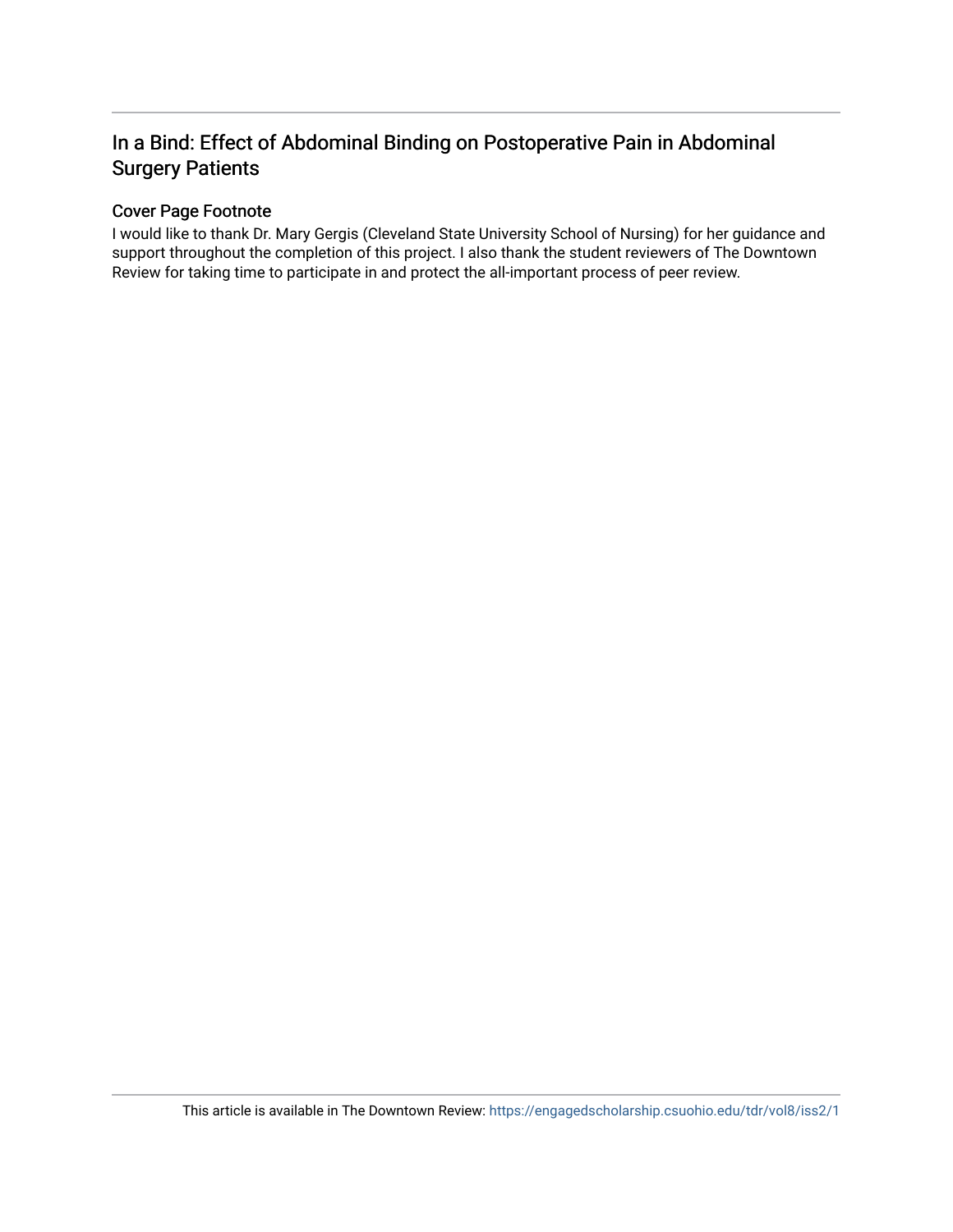# In a Bind: Effect of Abdominal Binding on Postoperative Pain in Abdominal Surgery Patients

## Cover Page Footnote

I would like to thank Dr. Mary Gergis (Cleveland State University School of Nursing) for her guidance and support throughout the completion of this project. I also thank the student reviewers of The Downtown Review for taking time to participate in and protect the all-important process of peer review.

This article is available in The Downtown Review: https://engagedscholarship.csuohio.edu/tdr/vol8/iss2/1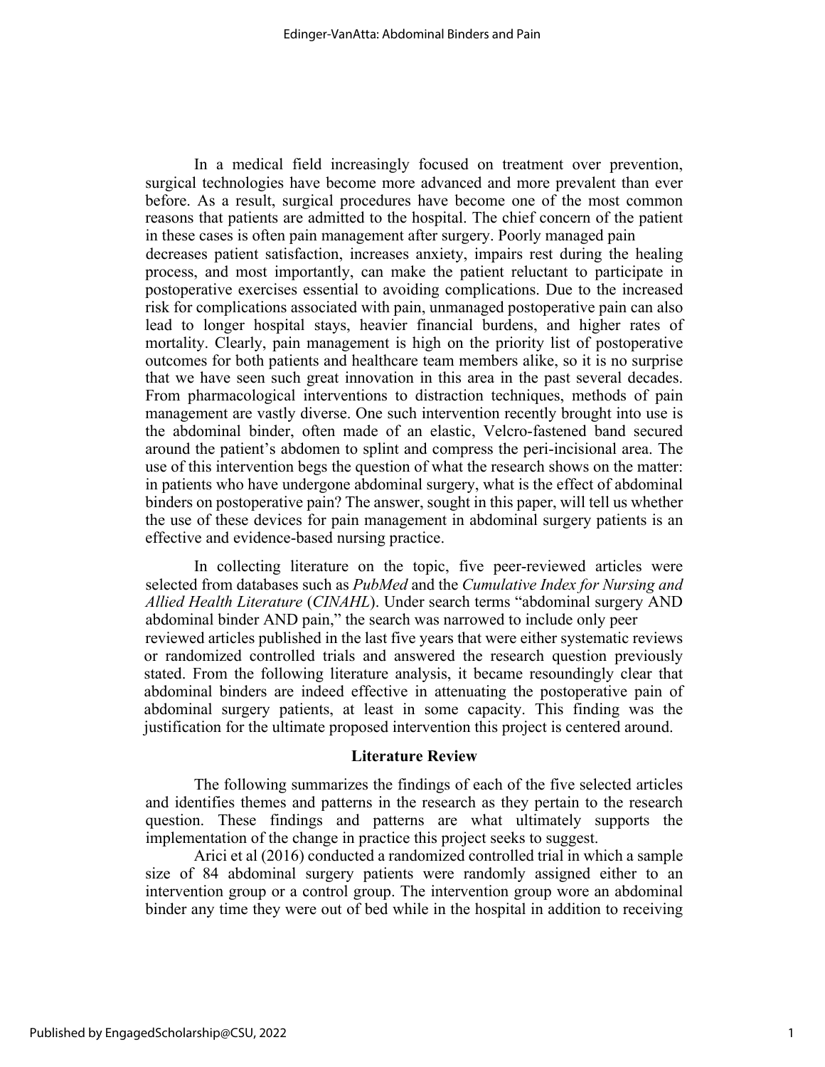In a medical field increasingly focused on treatment over prevention, surgical technologies have become more advanced and more prevalent than ever before. As a result, surgical procedures have become one of the most common reasons that patients are admitted to the hospital. The chief concern of the patient in these cases is often pain management after surgery. Poorly managed pain decreases patient satisfaction, increases anxiety, impairs rest during the healing process, and most importantly, can make the patient reluctant to participate in postoperative exercises essential to avoiding complications. Due to the increased risk for complications associated with pain, unmanaged postoperative pain can also lead to longer hospital stays, heavier financial burdens, and higher rates of mortality. Clearly, pain management is high on the priority list of postoperative outcomes for both patients and healthcare team members alike, so it is no surprise that we have seen such great innovation in this area in the past several decades. From pharmacological interventions to distraction techniques, methods of pain management are vastly diverse. One such intervention recently brought into use is the abdominal binder, often made of an elastic, Velcro-fastened band secured around the patient's abdomen to splint and compress the peri-incisional area. The use of this intervention begs the question of what the research shows on the matter: in patients who have undergone abdominal surgery, what is the effect of abdominal binders on postoperative pain? The answer, sought in this paper, will tell us whether the use of these devices for pain management in abdominal surgery patients is an effective and evidence-based nursing practice.

In collecting literature on the topic, five peer-reviewed articles were selected from databases such as *PubMed* and the *Cumulative Index for Nursing and Allied Health Literature* (*CINAHL*). Under search terms "abdominal surgery AND abdominal binder AND pain," the search was narrowed to include only peer reviewed articles published in the last five years that were either systematic reviews or randomized controlled trials and answered the research question previously stated. From the following literature analysis, it became resoundingly clear that abdominal binders are indeed effective in attenuating the postoperative pain of abdominal surgery patients, at least in some capacity. This finding was the justification for the ultimate proposed intervention this project is centered around.

## Literature Review

The following summarizes the findings of each of the five selected articles and identifies themes and patterns in the research as they pertain to the research question. These findings and patterns are what ultimately supports the implementation of the change in practice this project seeks to suggest.

Arici et al (2016) conducted a randomized controlled trial in which a sample size of 84 abdominal surgery patients were randomly assigned either to an intervention group or a control group. The intervention group wore an abdominal binder any time they were out of bed while in the hospital in addition to receiving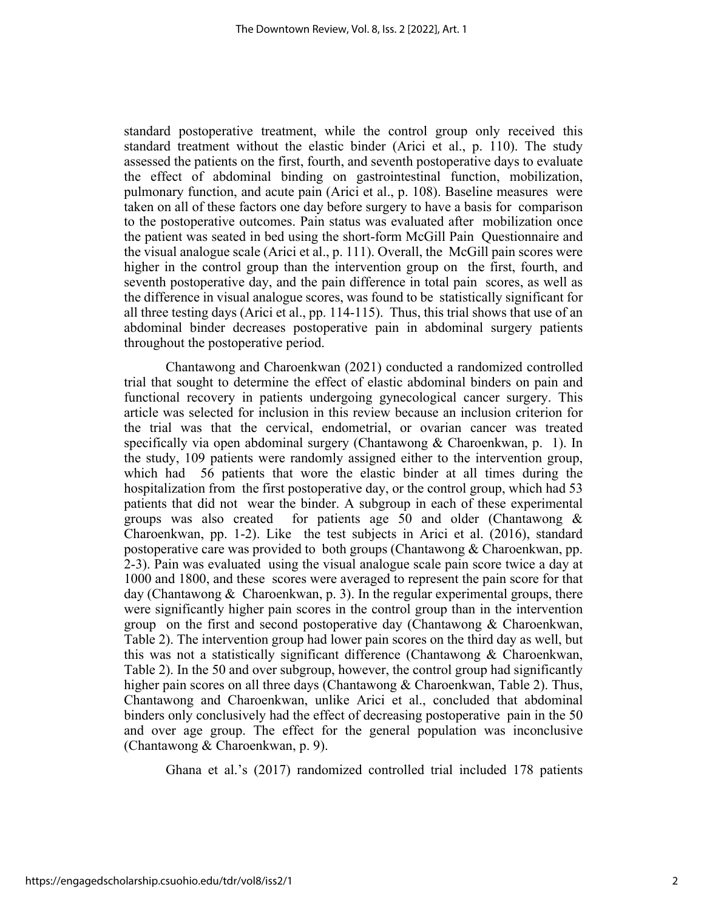standard postoperative treatment, while the control group only received this standard treatment without the elastic binder (Arici et al., p. 110). The study assessed the patients on the first, fourth, and seventh postoperative days to evaluate the effect of abdominal binding on gastrointestinal function, mobilization, pulmonary function, and acute pain (Arici et al., p. 108). Baseline measures were taken on all of these factors one day before surgery to have a basis for comparison to the postoperative outcomes. Pain status was evaluated after mobilization once the patient was seated in bed using the short-form McGill Pain Questionnaire and the visual analogue scale (Arici et al., p. 111). Overall, the McGill pain scores were higher in the control group than the intervention group on the first, fourth, and seventh postoperative day, and the pain difference in total pain scores, as well as the difference in visual analogue scores, was found to be statistically significant for all three testing days (Arici et al., pp. 114-115). Thus, this trial shows that use of an abdominal binder decreases postoperative pain in abdominal surgery patients throughout the postoperative period.

Chantawong and Charoenkwan (2021) conducted a randomized controlled trial that sought to determine the effect of elastic abdominal binders on pain and functional recovery in patients undergoing gynecological cancer surgery. This article was selected for inclusion in this review because an inclusion criterion for the trial was that the cervical, endometrial, or ovarian cancer was treated specifically via open abdominal surgery (Chantawong & Charoenkwan, p. 1). In the study, 109 patients were randomly assigned either to the intervention group, which had 56 patients that wore the elastic binder at all times during the hospitalization from the first postoperative day, or the control group, which had 53 patients that did not wear the binder. A subgroup in each of these experimental groups was also created for patients age 50 and older (Chantawong & Charoenkwan, pp. 1-2). Like the test subjects in Arici et al. (2016), standard postoperative care was provided to both groups (Chantawong & Charoenkwan, pp. 2-3). Pain was evaluated using the visual analogue scale pain score twice a day at 1000 and 1800, and these scores were averaged to represent the pain score for that day (Chantawong & Charoenkwan, p. 3). In the regular experimental groups, there were significantly higher pain scores in the control group than in the intervention group on the first and second postoperative day (Chantawong & Charoenkwan, Table 2). The intervention group had lower pain scores on the third day as well, but this was not a statistically significant difference (Chantawong & Charoenkwan, Table 2). In the 50 and over subgroup, however, the control group had significantly higher pain scores on all three days (Chantawong & Charoenkwan, Table 2). Thus, Chantawong and Charoenkwan, unlike Arici et al., concluded that abdominal binders only conclusively had the effect of decreasing postoperative pain in the 50 and over age group. The effect for the general population was inconclusive (Chantawong & Charoenkwan, p. 9).

Ghana et al.'s (2017) randomized controlled trial included 178 patients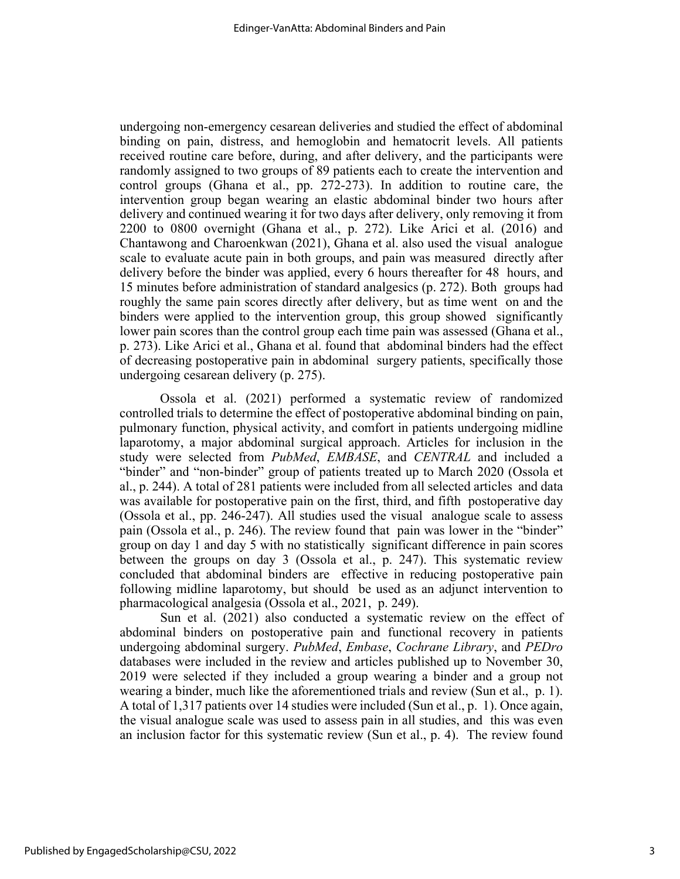undergoing non-emergency cesarean deliveries and studied the effect of abdominal binding on pain, distress, and hemoglobin and hematocrit levels. All patients received routine care before, during, and after delivery, and the participants were randomly assigned to two groups of 89 patients each to create the intervention and control groups (Ghana et al., pp. 272-273). In addition to routine care, the intervention group began wearing an elastic abdominal binder two hours after delivery and continued wearing it for two days after delivery, only removing it from 2200 to 0800 overnight (Ghana et al., p. 272). Like Arici et al. (2016) and Chantawong and Charoenkwan (2021), Ghana et al. also used the visual analogue scale to evaluate acute pain in both groups, and pain was measured directly after delivery before the binder was applied, every 6 hours thereafter for 48 hours, and 15 minutes before administration of standard analgesics (p. 272). Both groups had roughly the same pain scores directly after delivery, but as time went on and the binders were applied to the intervention group, this group showed significantly lower pain scores than the control group each time pain was assessed (Ghana et al., p. 273). Like Arici et al., Ghana et al. found that abdominal binders had the effect of decreasing postoperative pain in abdominal surgery patients, specifically those undergoing cesarean delivery (p. 275).

Ossola et al. (2021) performed a systematic review of randomized controlled trials to determine the effect of postoperative abdominal binding on pain, pulmonary function, physical activity, and comfort in patients undergoing midline laparotomy, a major abdominal surgical approach. Articles for inclusion in the study were selected from *PubMed*, *EMBASE*, and *CENTRAL* and included a "binder" and "non-binder" group of patients treated up to March 2020 (Ossola et al., p. 244). A total of 281 patients were included from all selected articles and data was available for postoperative pain on the first, third, and fifth postoperative day (Ossola et al., pp. 246-247). All studies used the visual analogue scale to assess pain (Ossola et al., p. 246). The review found that pain was lower in the "binder" group on day 1 and day 5 with no statistically significant difference in pain scores between the groups on day 3 (Ossola et al., p. 247). This systematic review concluded that abdominal binders are effective in reducing postoperative pain following midline laparotomy, but should be used as an adjunct intervention to pharmacological analgesia (Ossola et al., 2021, p. 249).

Sun et al. (2021) also conducted a systematic review on the effect of abdominal binders on postoperative pain and functional recovery in patients undergoing abdominal surgery. *PubMed*, *Embase*, *Cochrane Library*, and *PEDro* databases were included in the review and articles published up to November 30, 2019 were selected if they included a group wearing a binder and a group not wearing a binder, much like the aforementioned trials and review (Sun et al., p. 1). A total of 1,317 patients over 14 studies were included (Sun et al., p. 1). Once again, the visual analogue scale was used to assess pain in all studies, and this was even an inclusion factor for this systematic review (Sun et al., p. 4). The review found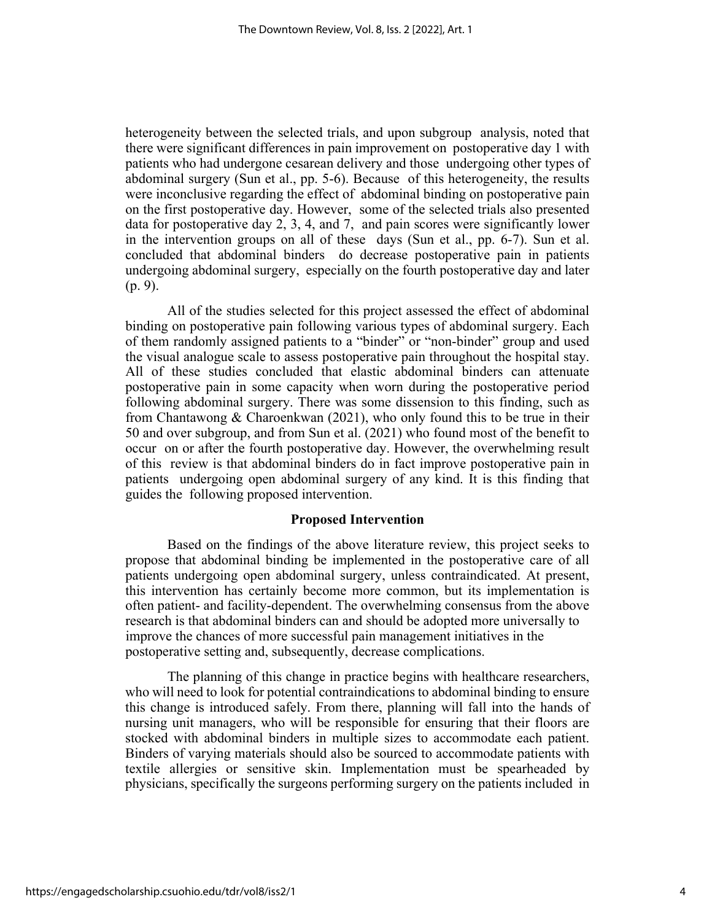heterogeneity between the selected trials, and upon subgroup analysis, noted that there were significant differences in pain improvement on postoperative day 1 with patients who had undergone cesarean delivery and those undergoing other types of abdominal surgery (Sun et al., pp. 5-6). Because of this heterogeneity, the results were inconclusive regarding the effect of abdominal binding on postoperative pain on the first postoperative day. However, some of the selected trials also presented data for postoperative day 2, 3, 4, and 7, and pain scores were significantly lower in the intervention groups on all of these days (Sun et al., pp. 6-7). Sun et al. concluded that abdominal binders do decrease postoperative pain in patients undergoing abdominal surgery, especially on the fourth postoperative day and later (p. 9).

All of the studies selected for this project assessed the effect of abdominal binding on postoperative pain following various types of abdominal surgery. Each of them randomly assigned patients to a "binder" or "non-binder" group and used the visual analogue scale to assess postoperative pain throughout the hospital stay. All of these studies concluded that elastic abdominal binders can attenuate postoperative pain in some capacity when worn during the postoperative period following abdominal surgery. There was some dissension to this finding, such as from Chantawong & Charoenkwan (2021), who only found this to be true in their 50 and over subgroup, and from Sun et al. (2021) who found most of the benefit to occur on or after the fourth postoperative day. However, the overwhelming result of this review is that abdominal binders do in fact improve postoperative pain in patients undergoing open abdominal surgery of any kind. It is this finding that guides the following proposed intervention.

## Proposed Intervention

Based on the findings of the above literature review, this project seeks to propose that abdominal binding be implemented in the postoperative care of all patients undergoing open abdominal surgery, unless contraindicated. At present, this intervention has certainly become more common, but its implementation is often patient- and facility-dependent. The overwhelming consensus from the above research is that abdominal binders can and should be adopted more universally to improve the chances of more successful pain management initiatives in the postoperative setting and, subsequently, decrease complications.

The planning of this change in practice begins with healthcare researchers, who will need to look for potential contraindications to abdominal binding to ensure this change is introduced safely. From there, planning will fall into the hands of nursing unit managers, who will be responsible for ensuring that their floors are stocked with abdominal binders in multiple sizes to accommodate each patient. Binders of varying materials should also be sourced to accommodate patients with textile allergies or sensitive skin. Implementation must be spearheaded by physicians, specifically the surgeons performing surgery on the patients included in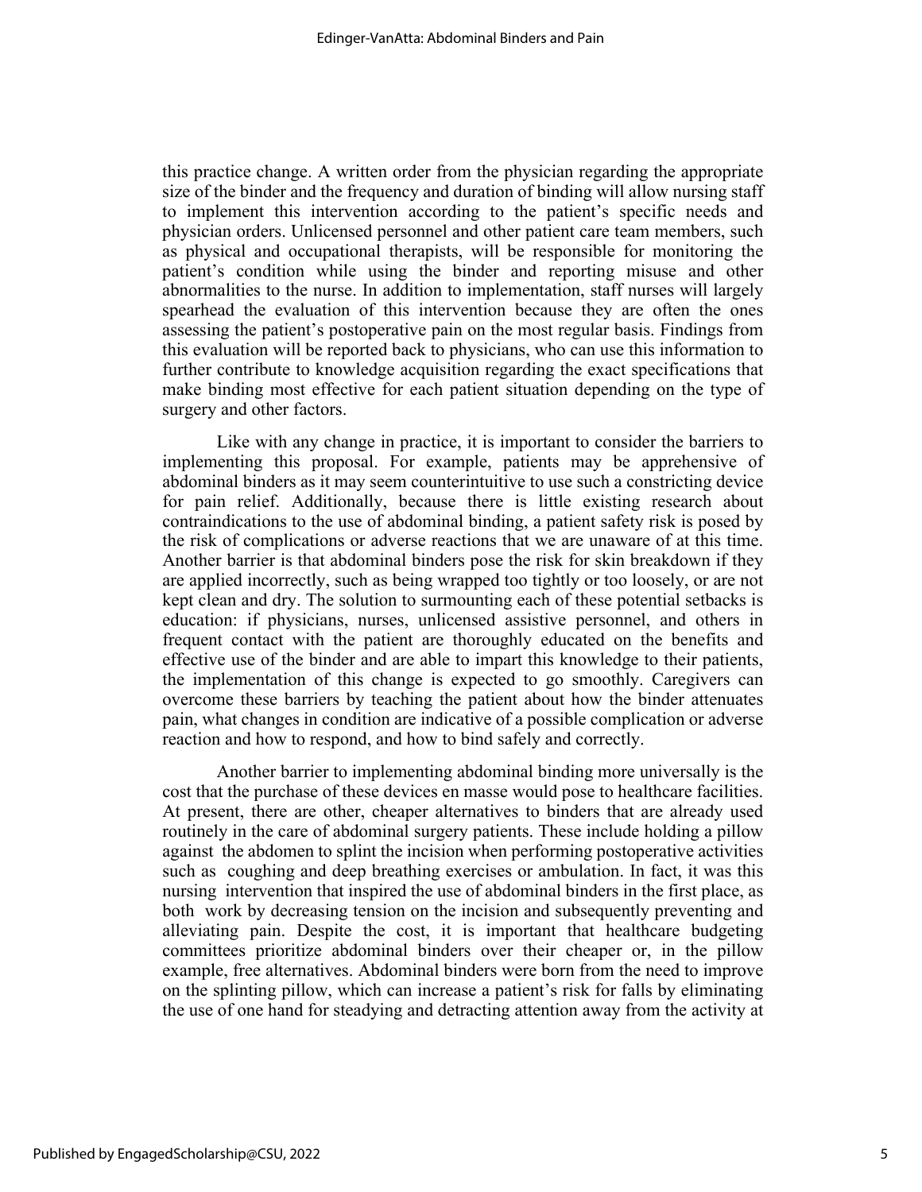this practice change. A written order from the physician regarding the appropriate size of the binder and the frequency and duration of binding will allow nursing staff to implement this intervention according to the patient's specific needs and physician orders. Unlicensed personnel and other patient care team members, such as physical and occupational therapists, will be responsible for monitoring the patient's condition while using the binder and reporting misuse and other abnormalities to the nurse. In addition to implementation, staff nurses will largely spearhead the evaluation of this intervention because they are often the ones assessing the patient's postoperative pain on the most regular basis. Findings from this evaluation will be reported back to physicians, who can use this information to further contribute to knowledge acquisition regarding the exact specifications that make binding most effective for each patient situation depending on the type of surgery and other factors.

Like with any change in practice, it is important to consider the barriers to implementing this proposal. For example, patients may be apprehensive of abdominal binders as it may seem counterintuitive to use such a constricting device for pain relief. Additionally, because there is little existing research about contraindications to the use of abdominal binding, a patient safety risk is posed by the risk of complications or adverse reactions that we are unaware of at this time. Another barrier is that abdominal binders pose the risk for skin breakdown if they are applied incorrectly, such as being wrapped too tightly or too loosely, or are not kept clean and dry. The solution to surmounting each of these potential setbacks is education: if physicians, nurses, unlicensed assistive personnel, and others in frequent contact with the patient are thoroughly educated on the benefits and effective use of the binder and are able to impart this knowledge to their patients, the implementation of this change is expected to go smoothly. Caregivers can overcome these barriers by teaching the patient about how the binder attenuates pain, what changes in condition are indicative of a possible complication or adverse reaction and how to respond, and how to bind safely and correctly.

Another barrier to implementing abdominal binding more universally is the cost that the purchase of these devices en masse would pose to healthcare facilities. At present, there are other, cheaper alternatives to binders that are already used routinely in the care of abdominal surgery patients. These include holding a pillow against the abdomen to splint the incision when performing postoperative activities such as coughing and deep breathing exercises or ambulation. In fact, it was this nursing intervention that inspired the use of abdominal binders in the first place, as both work by decreasing tension on the incision and subsequently preventing and alleviating pain. Despite the cost, it is important that healthcare budgeting committees prioritize abdominal binders over their cheaper or, in the pillow example, free alternatives. Abdominal binders were born from the need to improve on the splinting pillow, which can increase a patient's risk for falls by eliminating the use of one hand for steadying and detracting attention away from the activity at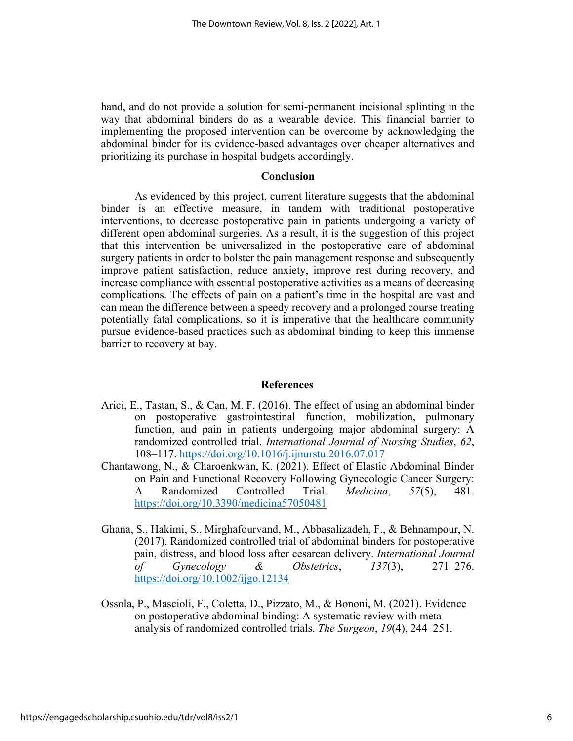hand, and do not provide a solution for semi-permanent incisional splinting in the way that abdominal binders do as a wearable device. This financial barrier to implementing the proposed intervention can be overcome by acknowledging the abdominal binder for its evidence-based advantages over cheaper alternatives and prioritizing its purchase in hospital budgets accordingly.

## Conclusion

As evidenced by this project, current literature suggests that the abdominal binder is an effective measure, in tandem with traditional postoperative interventions, to decrease postoperative pain in patients undergoing a variety of different open abdominal surgeries. As a result, it is the suggestion of this project that this intervention be universalized in the postoperative care of abdominal surgery patients in order to bolster the pain management response and subsequently improve patient satisfaction, reduce anxiety, improve rest during recovery, and increase compliance with essential postoperative activities as a means of decreasing complications. The effects of pain on a patient's time in the hospital are vast and can mean the difference between a speedy recovery and a prolonged course treating potentially fatal complications, so it is imperative that the healthcare community pursue evidence-based practices such as abdominal binding to keep this immense barrier to recovery at bay.

## References

Arici, E., Tastan, S., & Can, M. F. (2016). The effect of using an abdominal binder on postoperative gastrointestinal function, mobilization, pulmonary function, and pain in patients undergoing major abdominal surgery: A randomized controlled trial. *International Journal of Nursing Studies*, *62*, 108–117. https://doi.org/10.1016/j.ijnurstu.2016.07.017

Chantawong, N., & Charoenkwan, K. (2021). Effect of Elastic Abdominal Binder on Pain and Functional Recovery Following Gynecologic Cancer Surgery: A Randomized Controlled Trial. *Medicina*, *57*(5), 481. https://doi.org/10.3390/medicina57050481

Ghana, S., Hakimi, S., Mirghafourvand, M., Abbasalizadeh, F., & Behnampour, N. (2017). Randomized controlled trial of abdominal binders for postoperative pain, distress, and blood loss after cesarean delivery. *International Journal of Gynecology & Obstetrics*, *137*(3), 271–276. https://doi.org/10.1002/ijgo.12134

Ossola, P., Mascioli, F., Coletta, D., Pizzato, M., & Bononi, M. (2021). Evidence on postoperative abdominal binding: A systematic review with meta analysis of randomized controlled trials. *The Surgeon*, *19*(4), 244–251.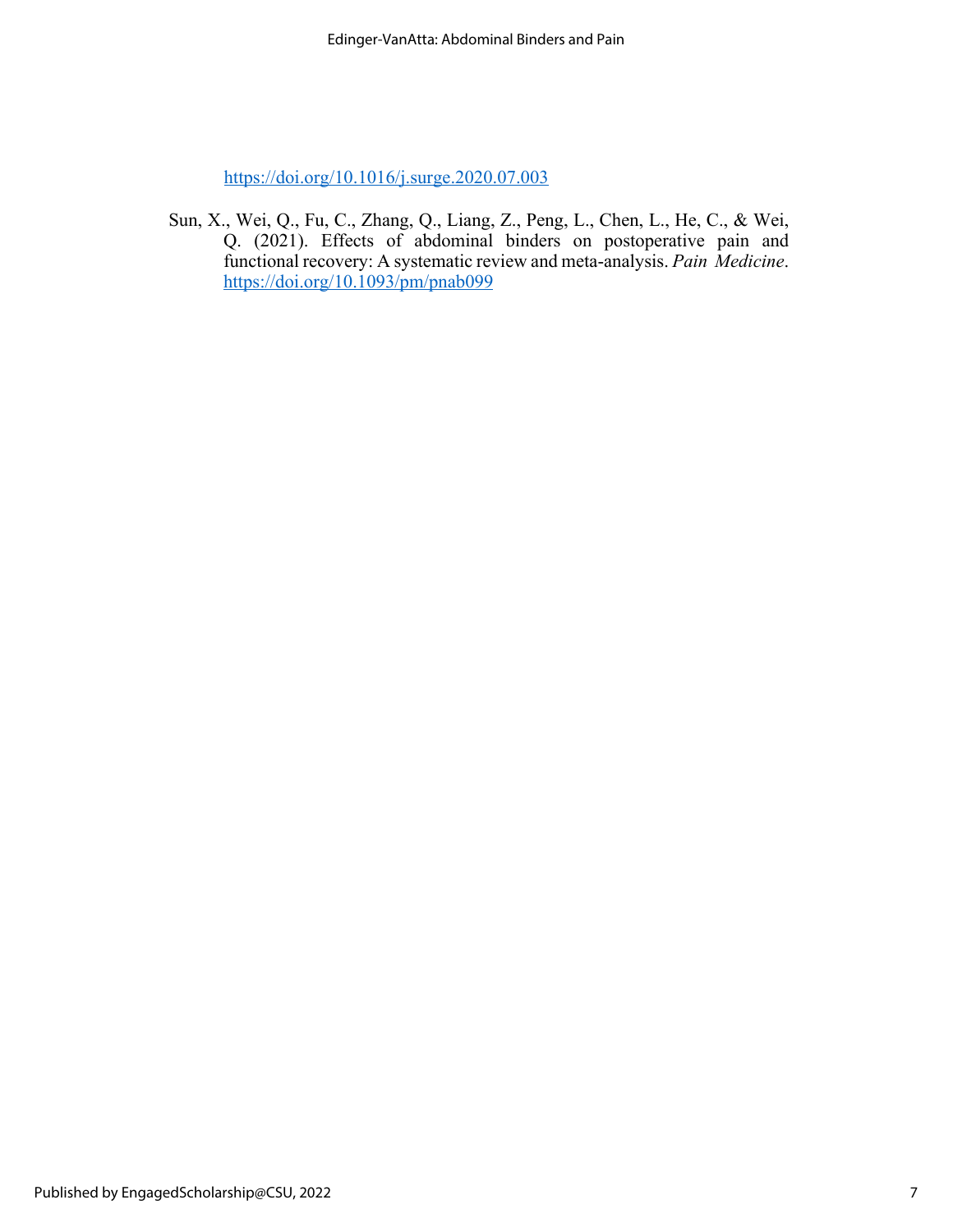https://doi.org/10.1016/j.surge.2020.07.003

Sun, X., Wei, Q., Fu, C., Zhang, Q., Liang, Z., Peng, L., Chen, L., He, C., & Wei, Q. (2021). Effects of abdominal binders on postoperative pain and functional recovery: A systematic review and meta-analysis. *Pain Medicine*. https://doi.org/10.1093/pm/pnab099